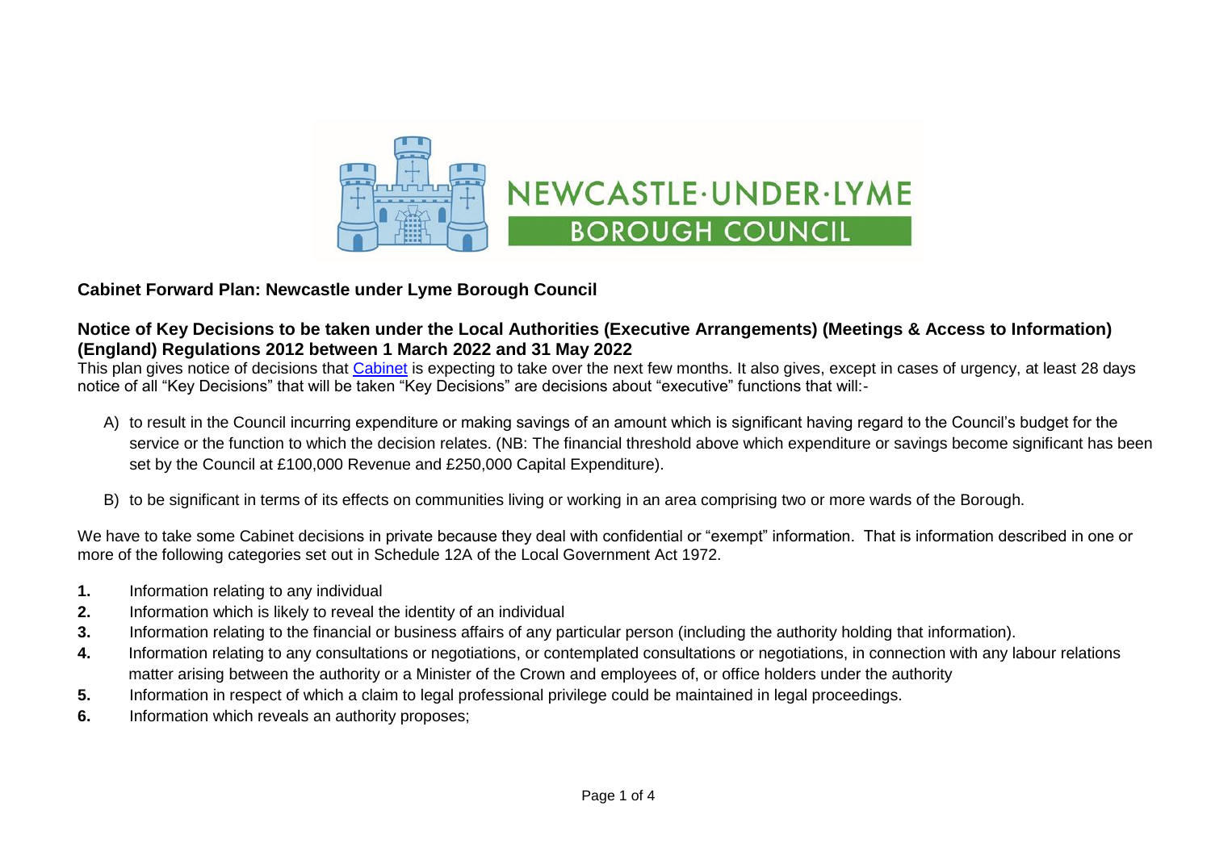## Cabinet Forward Plan: Newcastle under Lyme Borough Council

### Notice of Key Decisions to be taken under the Local Authorities (Executive Arrangements) (Meetings & Access to Information) (England) Regulations 2012 between 1 March 2022 and 31 May 2022

This plan gives notice of decisions that Cabinet is expecting to take over the next few months. It also gives, except in cases of urgency, at least 28 days notice of all "Key Decisions" that will be taken "Key Decisions" are decisions about "executive" functions that will:-

A) to result in the Council incurring expenditure or making savings of an amount which is significant having regard to the Council's budget for the service or the function to which the decision relates. (NB: The financial threshold above which expenditure or savings become significant has been set by the Council at £100,000 Revenue and £250,000 Capital Expenditure).

B) to be significant in terms of its effects on communities living or working in an area comprising two or more wards of the Borough.

We have to take some Cabinet decisions in private because they deal with confidential or "exempt" information. That is information described in one or more of the following categories set out in Schedule 12A of the Local Government Act 1972.

1. Information relating to any individual
2. Information which is likely to reveal the identity of an individual
3. Information relating to the financial or business affairs of any particular person (including the authority holding that information).
4. Information relating to any consultations or negotiations, or contemplated consultations or negotiations, in connection with any labour relations matter arising between the authority or a Minister of the Crown and employees of, or office holders under the authority
5. Information in respect of which a claim to legal professional privilege could be maintained in legal proceedings.
6. Information which reveals an authority proposes;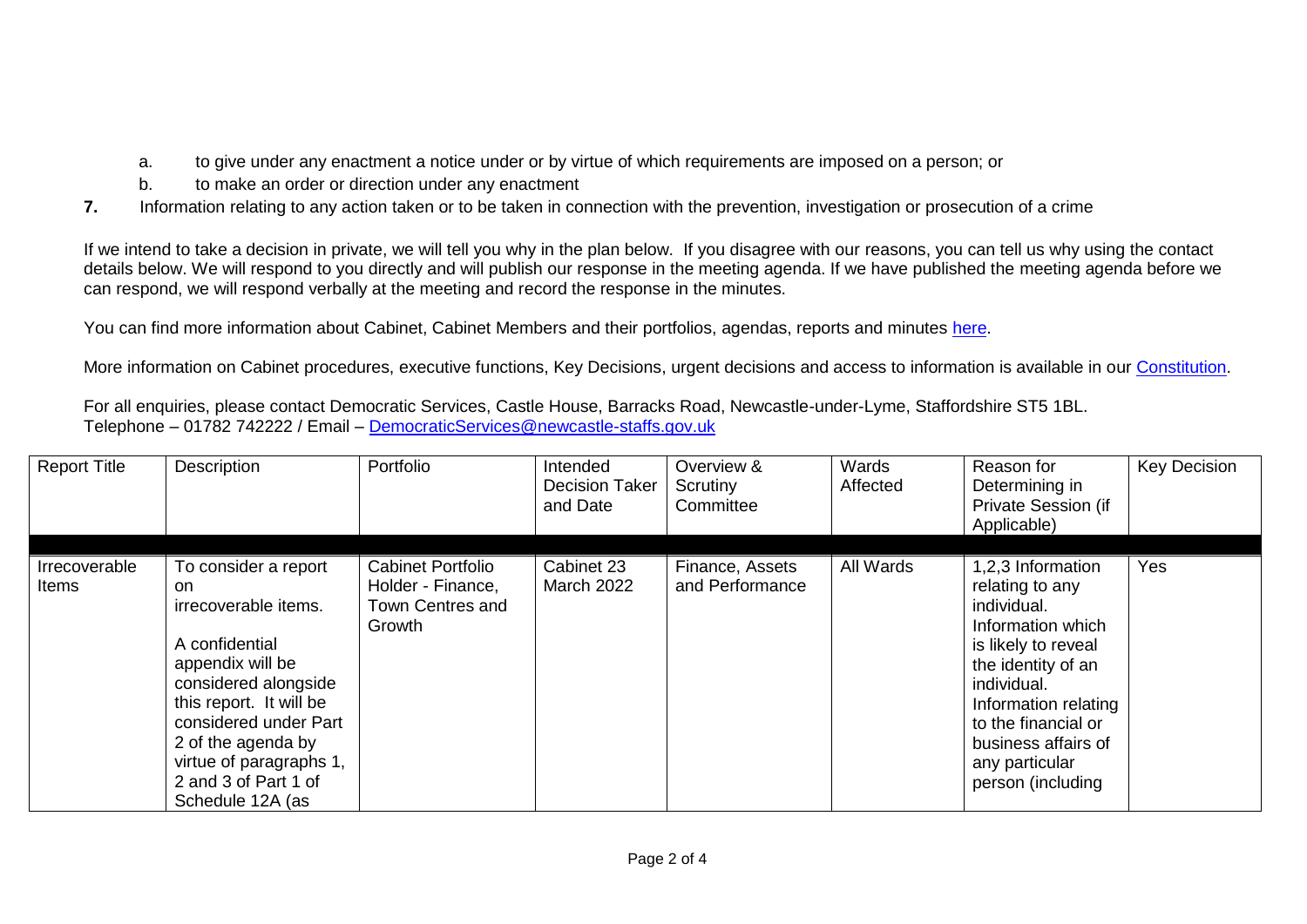a. to give under any enactment a notice under or by virtue of which requirements are imposed on a person; or
b. to make an order or direction under any enactment

**7.** Information relating to any action taken or to be taken in connection with the prevention, investigation or prosecution of a crime

If we intend to take a decision in private, we will tell you why in the plan below. If you disagree with our reasons, you can tell us why using the contact details below. We will respond to you directly and will publish our response in the meeting agenda. If we have published the meeting agenda before we can respond, we will respond verbally at the meeting and record the response in the minutes.

You can find more information about Cabinet, Cabinet Members and their portfolios, agendas, reports and minutes [here](#).

More information on Cabinet procedures, executive functions, Key Decisions, urgent decisions and access to information is available in our [Constitution](#).

For all enquiries, please contact Democratic Services, Castle House, Barracks Road, Newcastle-under-Lyme, Staffordshire ST5 1BL.
Telephone – 01782 742222 / Email – [DemocraticServices@newcastle-staffs.gov.uk](mailto:DemocraticServices@newcastle-staffs.gov.uk)

| Report Title | Description | Portfolio | Intended Decision Taker and Date | Overview & Scrutiny Committee | Wards Affected | Reason for Determining in Private Session (if Applicable) | Key Decision |
|---|---|---|---|---|---|---|---|
| | | | | | | | |
| Irrecoverable Items | To consider a report on irrecoverable items.<br><br>A confidential appendix will be considered alongside this report. It will be considered under Part 2 of the agenda by virtue of paragraphs 1, 2 and 3 of Part 1 of Schedule 12A (as | Cabinet Portfolio Holder - Finance, Town Centres and Growth | Cabinet 23 March 2022 | Finance, Assets and Performance | All Wards | 1,2,3 Information relating to any individual. Information which is likely to reveal the identity of an individual. Information relating to the financial or business affairs of any particular person (including | Yes |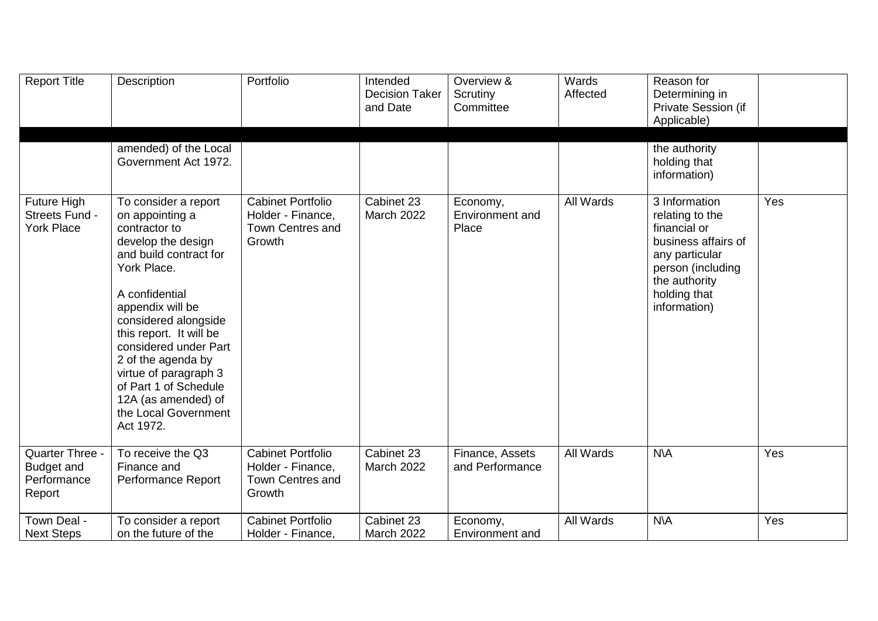| Report Title | Description | Portfolio | Intended Decision Taker and Date | Overview & Scrutiny Committee | Wards Affected | Reason for Determining in Private Session (if Applicable) | |
|---|---|---|---|---|---|---|---|
| | amended) of the Local Government Act 1972. | | | | | the authority holding that information) | |
| Future High Streets Fund - York Place | To consider a report on appointing a contractor to develop the design and build contract for York Place.<br><br>A confidential appendix will be considered alongside this report. It will be considered under Part 2 of the agenda by virtue of paragraph 3 of Part 1 of Schedule 12A (as amended) of the Local Government Act 1972. | Cabinet Portfolio Holder - Finance, Town Centres and Growth | Cabinet 23 March 2022 | Economy, Environment and Place | All Wards | 3 Information relating to the financial or business affairs of any particular person (including the authority holding that information) | Yes |
| Quarter Three - Budget and Performance Report | To receive the Q3 Finance and Performance Report | Cabinet Portfolio Holder - Finance, Town Centres and Growth | Cabinet 23 March 2022 | Finance, Assets and Performance | All Wards | N\A | Yes |
| Town Deal - Next Steps | To consider a report on the future of the | Cabinet Portfolio Holder - Finance, | Cabinet 23 March 2022 | Economy, Environment and | All Wards | N\A | Yes |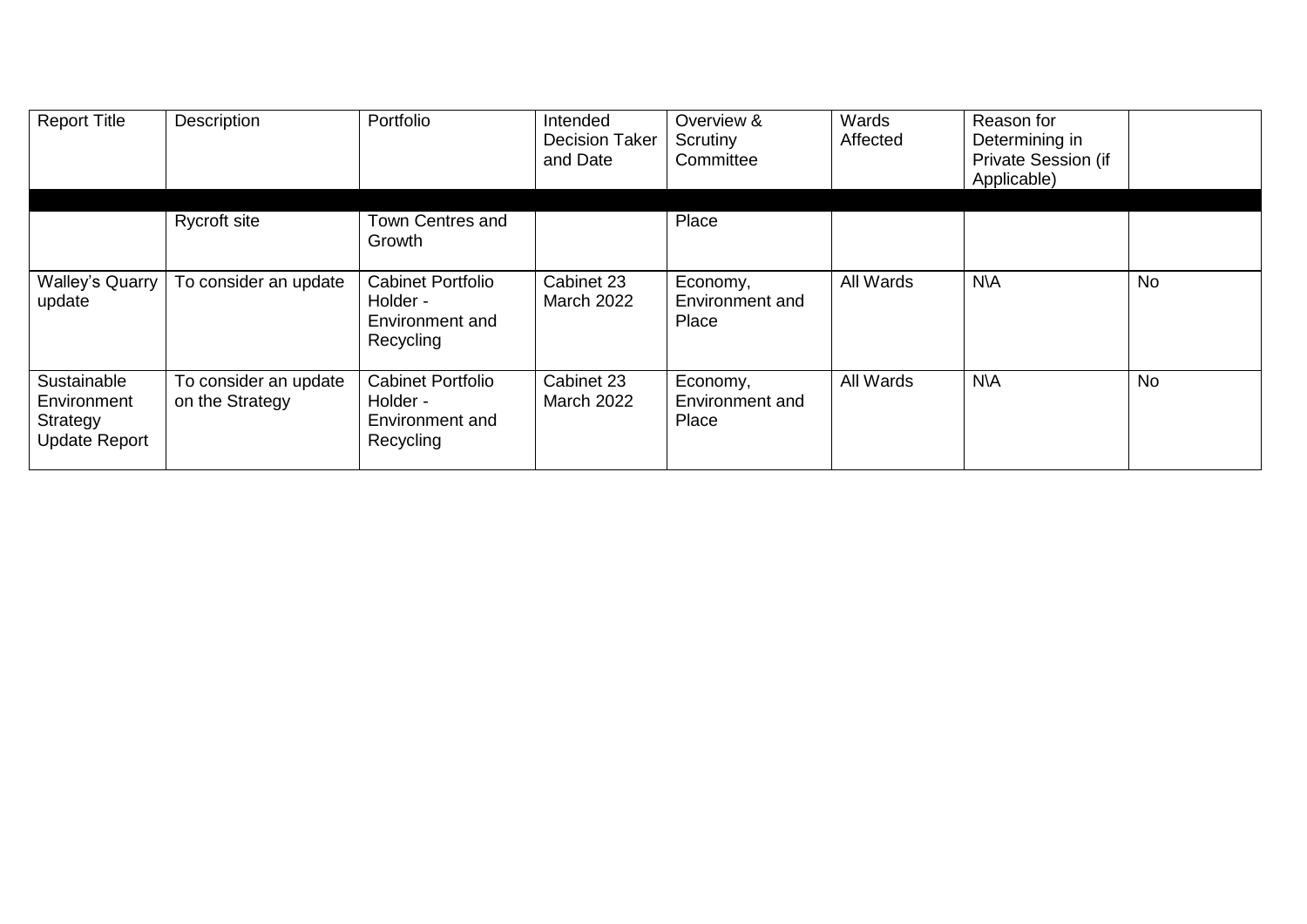| Report Title | Description | Portfolio | Intended Decision Taker and Date | Overview & Scrutiny Committee | Wards Affected | Reason for Determining in Private Session (if Applicable) | |
|---|---|---|---|---|---|---|---|
| | | | | | | | |
| | Rycroft site | Town Centres and Growth | | Place | | | |
| Walley's Quarry update | To consider an update | Cabinet Portfolio Holder - Environment and Recycling | Cabinet 23 March 2022 | Economy, Environment and Place | All Wards | N\A | No |
| Sustainable Environment Strategy Update Report | To consider an update on the Strategy | Cabinet Portfolio Holder - Environment and Recycling | Cabinet 23 March 2022 | Economy, Environment and Place | All Wards | N\A | No |